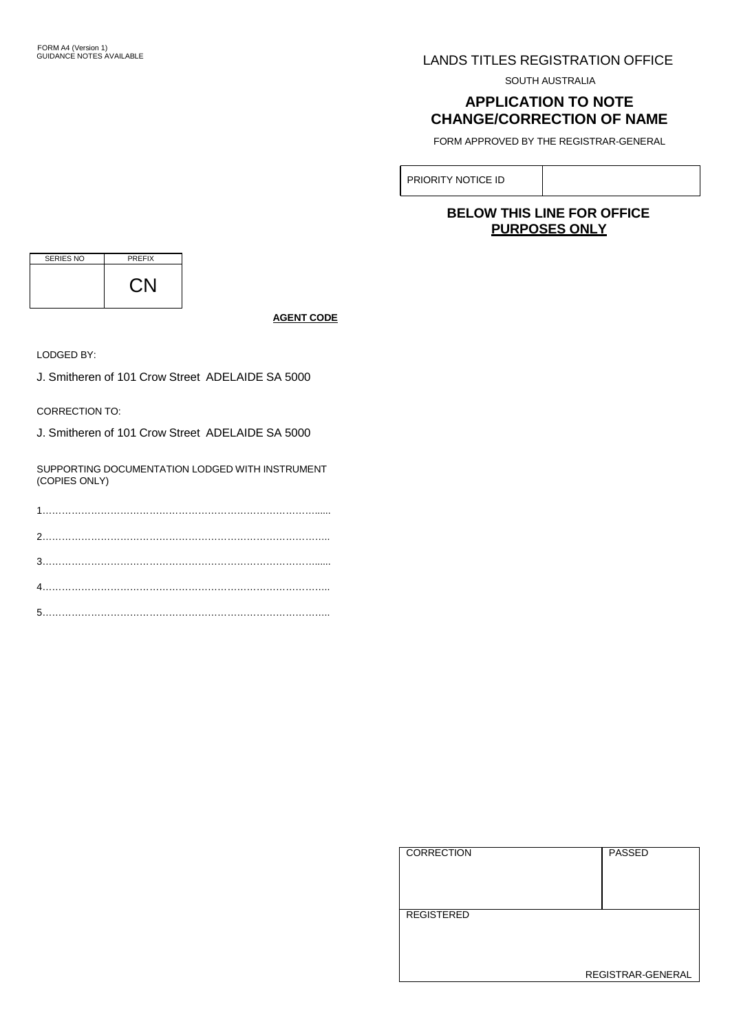FORM A4 (Version 1)
GUIDANCE NOTES AVAILABLE

LANDS TITLES REGISTRATION OFFICE

SOUTH AUSTRALIA

## APPLICATION TO NOTE CHANGE/CORRECTION OF NAME

FORM APPROVED BY THE REGISTRAR-GENERAL

| PRIORITY NOTICE ID | |
|---|---|

**BELOW THIS LINE FOR OFFICE PURPOSES ONLY**

| SERIES NO | PREFIX |
|---|---|
| | CN |

**AGENT CODE**

LODGED BY:

J. Smitheren of 101 Crow Street ADELAIDE SA 5000

CORRECTION TO:

J. Smitheren of 101 Crow Street ADELAIDE SA 5000

SUPPORTING DOCUMENTATION LODGED WITH INSTRUMENT (COPIES ONLY)

1……………………………………………………………………………......

2……………………………………………………………………………...

3……………………………………………………………………………......

4……………………………………………………………………………...

5……………………………………………………………………………...

| CORRECTION | PASSED |
|---|---|
| REGISTERED | |
| REGISTRAR-GENERAL | |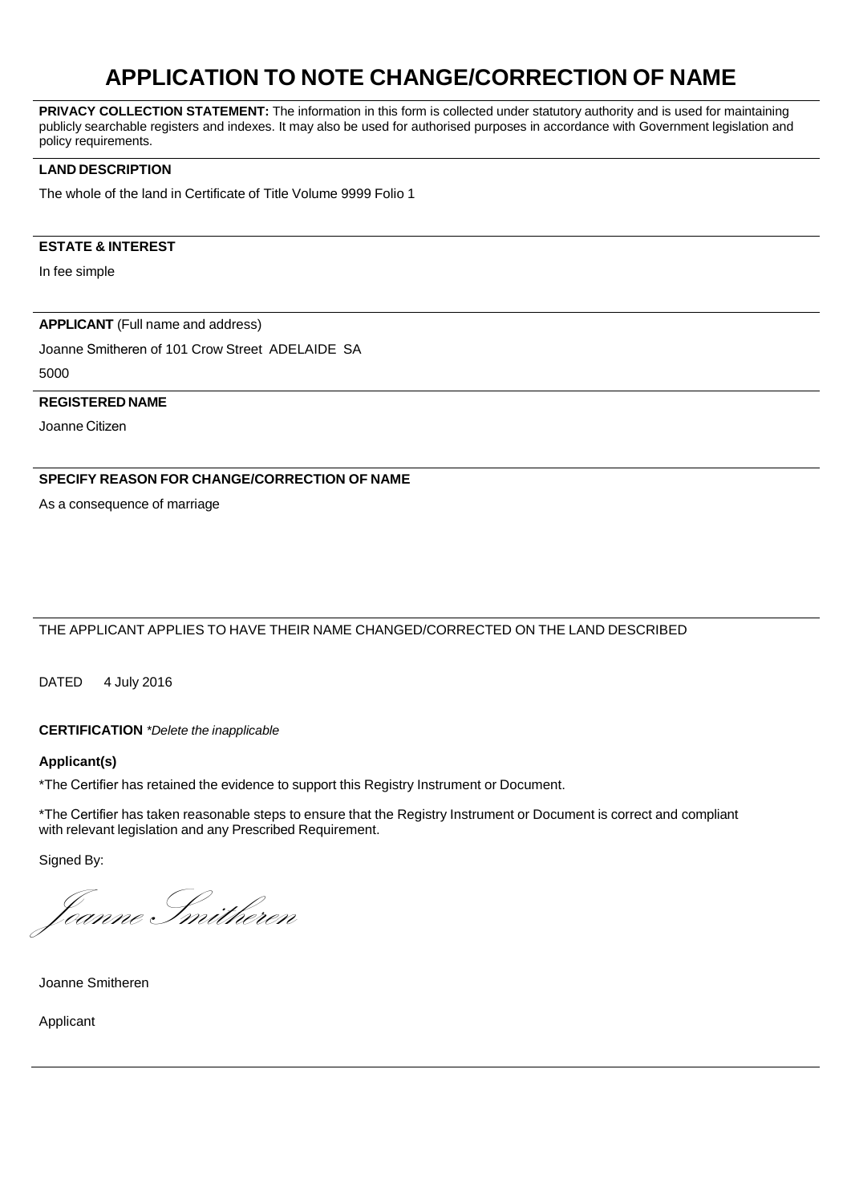# APPLICATION TO NOTE CHANGE/CORRECTION OF NAME

**PRIVACY COLLECTION STATEMENT:** The information in this form is collected under statutory authority and is used for maintaining publicly searchable registers and indexes. It may also be used for authorised purposes in accordance with Government legislation and policy requirements.

**LAND DESCRIPTION**

The whole of the land in Certificate of Title Volume 9999 Folio 1

**ESTATE & INTEREST**

In fee simple

**APPLICANT** (Full name and address)

Joanne Smitheren of 101 Crow Street ADELAIDE SA 5000

**REGISTERED NAME**

Joanne Citizen

**SPECIFY REASON FOR CHANGE/CORRECTION OF NAME**

As a consequence of marriage

THE APPLICANT APPLIES TO HAVE THEIR NAME CHANGED/CORRECTED ON THE LAND DESCRIBED

DATED 4 July 2016

**CERTIFICATION** *\*Delete the inapplicable*

**Applicant(s)**

*The Certifier has retained the evidence to support this Registry Instrument or Document.

*The Certifier has taken reasonable steps to ensure that the Registry Instrument or Document is correct and compliant with relevant legislation and any Prescribed Requirement.

Signed By:

*Joanne Smitheren*

Joanne Smitheren

Applicant